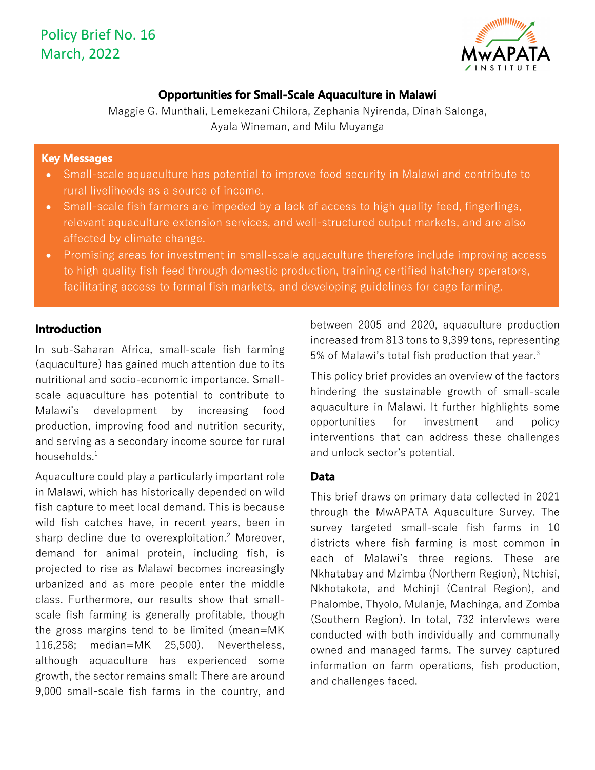Policy Brief No. 16
March, 2022

# Opportunities for Small-Scale Aquaculture in Malawi

Maggie G. Munthali, Lemekezani Chilora, Zephania Nyirenda, Dinah Salonga, Ayala Wineman, and Milu Muyanga

**Key Messages**

- Small-scale aquaculture has potential to improve food security in Malawi and contribute to rural livelihoods as a source of income.
- Small-scale fish farmers are impeded by a lack of access to high quality feed, fingerlings, relevant aquaculture extension services, and well-structured output markets, and are also affected by climate change.
- Promising areas for investment in small-scale aquaculture therefore include improving access to high quality fish feed through domestic production, training certified hatchery operators, facilitating access to formal fish markets, and developing guidelines for cage farming.

## Introduction

In sub-Saharan Africa, small-scale fish farming (aquaculture) has gained much attention due to its nutritional and socio-economic importance. Small-scale aquaculture has potential to contribute to Malawi's development by increasing food production, improving food and nutrition security, and serving as a secondary income source for rural households.[1]

Aquaculture could play a particularly important role in Malawi, which has historically depended on wild fish capture to meet local demand. This is because wild fish catches have, in recent years, been in sharp decline due to overexploitation.[2] Moreover, demand for animal protein, including fish, is projected to rise as Malawi becomes increasingly urbanized and as more people enter the middle class. Furthermore, our results show that small-scale fish farming is generally profitable, though the gross margins tend to be limited (mean=MK 116,258; median=MK 25,500). Nevertheless, although aquaculture has experienced some growth, the sector remains small: There are around 9,000 small-scale fish farms in the country, and between 2005 and 2020, aquaculture production increased from 813 tons to 9,399 tons, representing 5% of Malawi's total fish production that year.[3]

This policy brief provides an overview of the factors hindering the sustainable growth of small-scale aquaculture in Malawi. It further highlights some opportunities for investment and policy interventions that can address these challenges and unlock sector's potential.

## Data

This brief draws on primary data collected in 2021 through the MwAPATA Aquaculture Survey. The survey targeted small-scale fish farms in 10 districts where fish farming is most common in each of Malawi's three regions. These are Nkhatabay and Mzimba (Northern Region), Ntchisi, Nkhotakota, and Mchinji (Central Region), and Phalombe, Thyolo, Mulanje, Machinga, and Zomba (Southern Region). In total, 732 interviews were conducted with both individually and communally owned and managed farms. The survey captured information on farm operations, fish production, and challenges faced.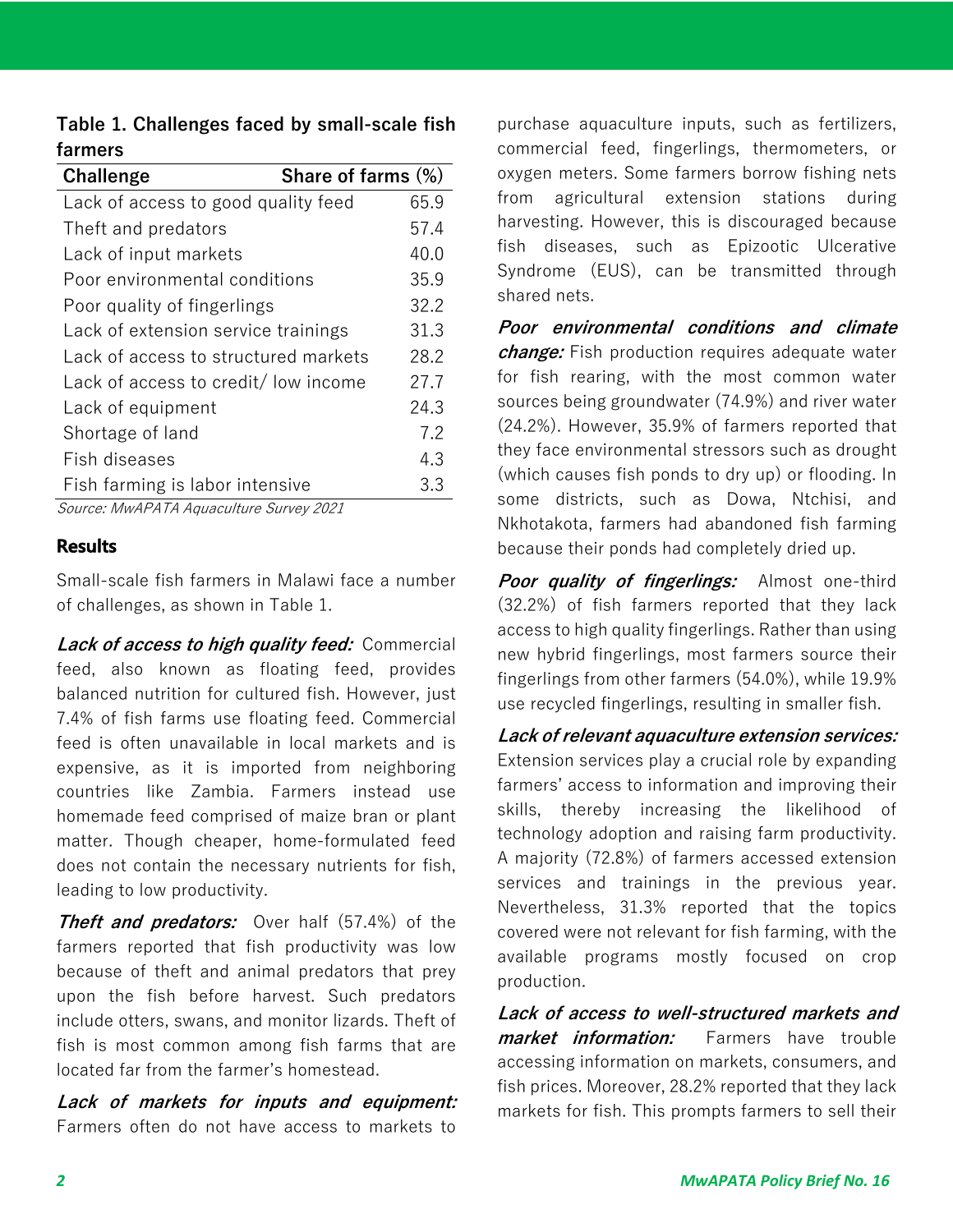**Table 1. Challenges faced by small-scale fish farmers**

| Challenge | Share of farms (%) |
|---|---|
| Lack of access to good quality feed | 65.9 |
| Theft and predators | 57.4 |
| Lack of input markets | 40.0 |
| Poor environmental conditions | 35.9 |
| Poor quality of fingerlings | 32.2 |
| Lack of extension service trainings | 31.3 |
| Lack of access to structured markets | 28.2 |
| Lack of access to credit/ low income | 27.7 |
| Lack of equipment | 24.3 |
| Shortage of land | 7.2 |
| Fish diseases | 4.3 |
| Fish farming is labor intensive | 3.3 |

*Source: MwAPATA Aquaculture Survey 2021*

## Results

Small-scale fish farmers in Malawi face a number of challenges, as shown in Table 1.

***Lack of access to high quality feed:*** Commercial feed, also known as floating feed, provides balanced nutrition for cultured fish. However, just 7.4% of fish farms use floating feed. Commercial feed is often unavailable in local markets and is expensive, as it is imported from neighboring countries like Zambia. Farmers instead use homemade feed comprised of maize bran or plant matter. Though cheaper, home-formulated feed does not contain the necessary nutrients for fish, leading to low productivity.

***Theft and predators:*** Over half (57.4%) of the farmers reported that fish productivity was low because of theft and animal predators that prey upon the fish before harvest. Such predators include otters, swans, and monitor lizards. Theft of fish is most common among fish farms that are located far from the farmer's homestead.

***Lack of markets for inputs and equipment:*** Farmers often do not have access to markets to purchase aquaculture inputs, such as fertilizers, commercial feed, fingerlings, thermometers, or oxygen meters. Some farmers borrow fishing nets from agricultural extension stations during harvesting. However, this is discouraged because fish diseases, such as Epizootic Ulcerative Syndrome (EUS), can be transmitted through shared nets.

***Poor environmental conditions and climate change:*** Fish production requires adequate water for fish rearing, with the most common water sources being groundwater (74.9%) and river water (24.2%). However, 35.9% of farmers reported that they face environmental stressors such as drought (which causes fish ponds to dry up) or flooding. In some districts, such as Dowa, Ntchisi, and Nkhotakota, farmers had abandoned fish farming because their ponds had completely dried up.

***Poor quality of fingerlings:*** Almost one-third (32.2%) of fish farmers reported that they lack access to high quality fingerlings. Rather than using new hybrid fingerlings, most farmers source their fingerlings from other farmers (54.0%), while 19.9% use recycled fingerlings, resulting in smaller fish.

***Lack of relevant aquaculture extension services:*** Extension services play a crucial role by expanding farmers' access to information and improving their skills, thereby increasing the likelihood of technology adoption and raising farm productivity. A majority (72.8%) of farmers accessed extension services and trainings in the previous year. Nevertheless, 31.3% reported that the topics covered were not relevant for fish farming, with the available programs mostly focused on crop production.

***Lack of access to well-structured markets and market information:*** Farmers have trouble accessing information on markets, consumers, and fish prices. Moreover, 28.2% reported that they lack markets for fish. This prompts farmers to sell their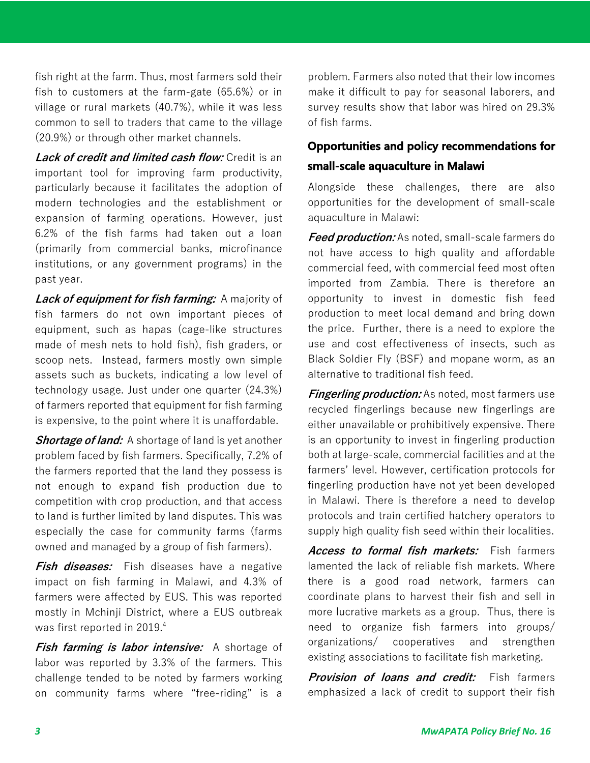fish right at the farm. Thus, most farmers sold their fish to customers at the farm-gate (65.6%) or in village or rural markets (40.7%), while it was less common to sell to traders that came to the village (20.9%) or through other market channels.

***Lack of credit and limited cash flow:*** Credit is an important tool for improving farm productivity, particularly because it facilitates the adoption of modern technologies and the establishment or expansion of farming operations. However, just 6.2% of the fish farms had taken out a loan (primarily from commercial banks, microfinance institutions, or any government programs) in the past year.

***Lack of equipment for fish farming:*** A majority of fish farmers do not own important pieces of equipment, such as hapas (cage-like structures made of mesh nets to hold fish), fish graders, or scoop nets. Instead, farmers mostly own simple assets such as buckets, indicating a low level of technology usage. Just under one quarter (24.3%) of farmers reported that equipment for fish farming is expensive, to the point where it is unaffordable.

***Shortage of land:*** A shortage of land is yet another problem faced by fish farmers. Specifically, 7.2% of the farmers reported that the land they possess is not enough to expand fish production due to competition with crop production, and that access to land is further limited by land disputes. This was especially the case for community farms (farms owned and managed by a group of fish farmers).

***Fish diseases:*** Fish diseases have a negative impact on fish farming in Malawi, and 4.3% of farmers were affected by EUS. This was reported mostly in Mchinji District, where a EUS outbreak was first reported in 2019.[4]

***Fish farming is labor intensive:*** A shortage of labor was reported by 3.3% of the farmers. This challenge tended to be noted by farmers working on community farms where "free-riding" is a problem. Farmers also noted that their low incomes make it difficult to pay for seasonal laborers, and survey results show that labor was hired on 29.3% of fish farms.

## Opportunities and policy recommendations for small-scale aquaculture in Malawi

Alongside these challenges, there are also opportunities for the development of small-scale aquaculture in Malawi:

***Feed production:*** As noted, small-scale farmers do not have access to high quality and affordable commercial feed, with commercial feed most often imported from Zambia. There is therefore an opportunity to invest in domestic fish feed production to meet local demand and bring down the price. Further, there is a need to explore the use and cost effectiveness of insects, such as Black Soldier Fly (BSF) and mopane worm, as an alternative to traditional fish feed.

***Fingerling production:*** As noted, most farmers use recycled fingerlings because new fingerlings are either unavailable or prohibitively expensive. There is an opportunity to invest in fingerling production both at large-scale, commercial facilities and at the farmers' level. However, certification protocols for fingerling production have not yet been developed in Malawi. There is therefore a need to develop protocols and train certified hatchery operators to supply high quality fish seed within their localities.

***Access to formal fish markets:*** Fish farmers lamented the lack of reliable fish markets. Where there is a good road network, farmers can coordinate plans to harvest their fish and sell in more lucrative markets as a group. Thus, there is need to organize fish farmers into groups/ organizations/ cooperatives and strengthen existing associations to facilitate fish marketing.

***Provision of loans and credit:*** Fish farmers emphasized a lack of credit to support their fish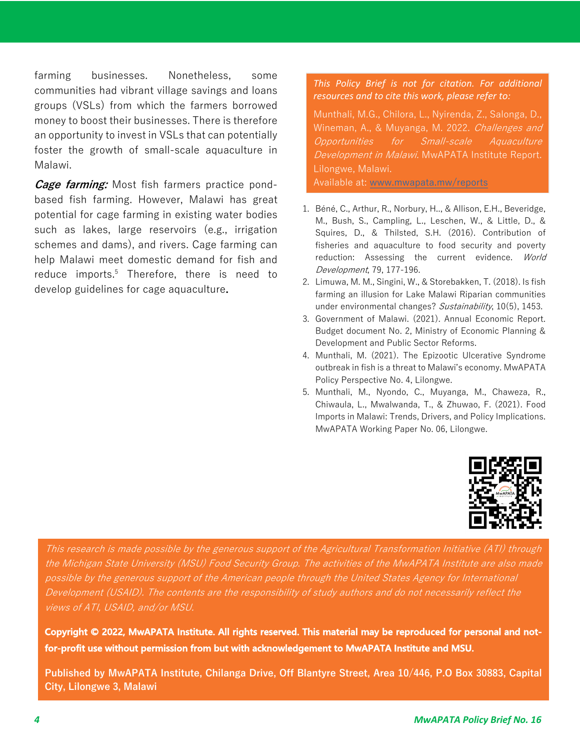farming businesses. Nonetheless, some communities had vibrant village savings and loans groups (VSLs) from which the farmers borrowed money to boost their businesses. There is therefore an opportunity to invest in VSLs that can potentially foster the growth of small-scale aquaculture in Malawi.

***Cage farming:*** Most fish farmers practice pond-based fish farming. However, Malawi has great potential for cage farming in existing water bodies such as lakes, large reservoirs (e.g., irrigation schemes and dams), and rivers. Cage farming can help Malawi meet domestic demand for fish and reduce imports.[5] Therefore, there is need to develop guidelines for cage aquaculture**.**

*This Policy Brief is not for citation. For additional resources and to cite this work, please refer to:*

Munthali, M.G., Chilora, L., Nyirenda, Z., Salonga, D., Wineman, A., & Muyanga, M. 2022. *Challenges and Opportunities for Small-scale Aquaculture Development in Malawi.* MwAPATA Institute Report. Lilongwe, Malawi.
Available at: [www.mwapata.mw/reports](www.mwapata.mw/reports)

1. Béné, C., Arthur, R., Norbury, H.., & Allison, E.H., Beveridge, M., Bush, S., Campling, L., Leschen, W., & Little, D., & Squires, D., & Thilsted, S.H. (2016). Contribution of fisheries and aquaculture to food security and poverty reduction: Assessing the current evidence. *World Development*, 79, 177-196.
2. Limuwa, M. M., Singini, W., & Storebakken, T. (2018). Is fish farming an illusion for Lake Malawi Riparian communities under environmental changes? *Sustainability*, 10(5), 1453.
3. Government of Malawi. (2021). Annual Economic Report. Budget document No. 2, Ministry of Economic Planning & Development and Public Sector Reforms.
4. Munthali, M. (2021). The Epizootic Ulcerative Syndrome outbreak in fish is a threat to Malawi's economy. MwAPATA Policy Perspective No. 4, Lilongwe.
5. Munthali, M., Nyondo, C., Muyanga, M., Chaweza, R., Chiwaula, L., Mwalwanda, T., & Zhuwao, F. (2021). Food Imports in Malawi: Trends, Drivers, and Policy Implications. MwAPATA Working Paper No. 06, Lilongwe.

*This research is made possible by the generous support of the Agricultural Transformation Initiative (ATI) through the Michigan State University (MSU) Food Security Group. The activities of the MwAPATA Institute are also made possible by the generous support of the American people through the United States Agency for International Development (USAID). The contents are the responsibility of study authors and do not necessarily reflect the views of ATI, USAID, and/or MSU.*

**Copyright © 2022, MwAPATA Institute. All rights reserved. This material may be reproduced for personal and not-for-profit use without permission from but with acknowledgement to MwAPATA Institute and MSU.**

**Published by MwAPATA Institute, Chilanga Drive, Off Blantyre Street, Area 10/446, P.O Box 30883, Capital City, Lilongwe 3, Malawi**